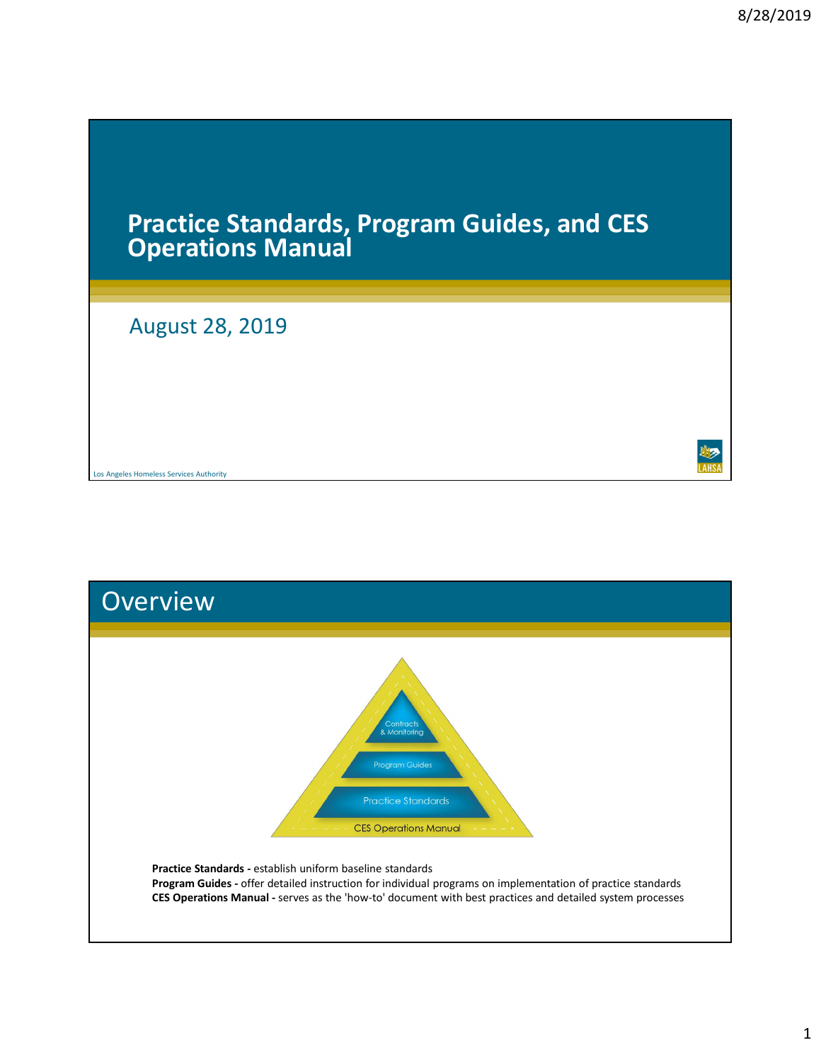# Practice Standards, Program Guides, and CES Operations Manual

August 28, 2019

Los Angeles Homeless Services Authority

## Overview

Contracts & Monitoring

Program Guides

Practice Standards

CES Operations Manual

**Practice Standards -** establish uniform baseline standards
**Program Guides -** offer detailed instruction for individual programs on implementation of practice standards
**CES Operations Manual -** serves as the 'how-to' document with best practices and detailed system processes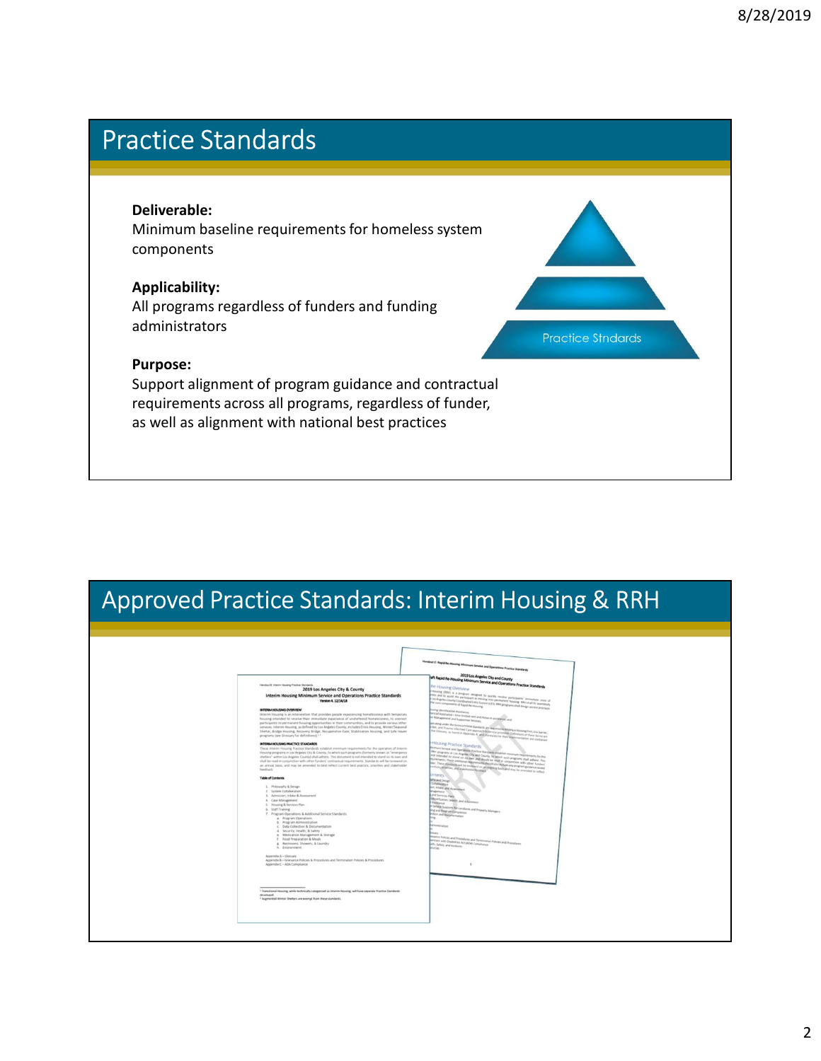# Practice Standards

**Deliverable:**
Minimum baseline requirements for homeless system components

**Applicability:**
All programs regardless of funders and funding administrators

**Purpose:**
Support alignment of program guidance and contractual requirements across all programs, regardless of funder, as well as alignment with national best practices

Practice Stndards

# Approved Practice Standards: Interim Housing & RRH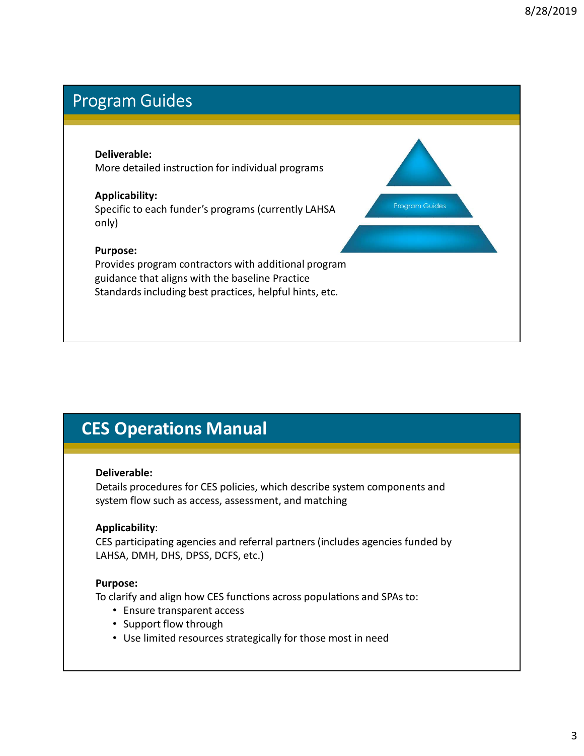## Program Guides

**Deliverable:**
More detailed instruction for individual programs

**Applicability:**
Specific to each funder's programs (currently LAHSA only)

**Purpose:**
Provides program contractors with additional program guidance that aligns with the baseline Practice Standards including best practices, helpful hints, etc.

Program Guides

## CES Operations Manual

**Deliverable:**
Details procedures for CES policies, which describe system components and system flow such as access, assessment, and matching

**Applicability**:
CES participating agencies and referral partners (includes agencies funded by LAHSA, DMH, DHS, DPSS, DCFS, etc.)

**Purpose:**
To clarify and align how CES functions across populations and SPAs to:

- Ensure transparent access
- Support flow through
- Use limited resources strategically for those most in need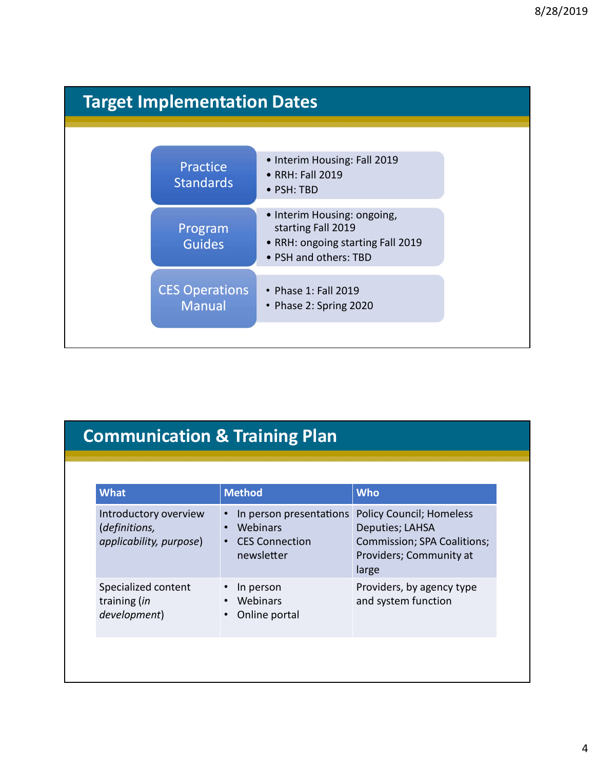## Target Implementation Dates

**Practice Standards**

- Interim Housing: Fall 2019
- RRH: Fall 2019
- PSH: TBD

**Program Guides**

- Interim Housing: ongoing, starting Fall 2019
- RRH: ongoing starting Fall 2019
- PSH and others: TBD

**CES Operations Manual**

- Phase 1: Fall 2019
- Phase 2: Spring 2020

## Communication & Training Plan

| What | Method | Who |
|---|---|---|
| Introductory overview (*definitions, applicability, purpose*) | • In person presentations<br>• Webinars<br>• CES Connection newsletter | Policy Council; Homeless Deputies; LAHSA Commission; SPA Coalitions; Providers; Community at large |
| Specialized content training (*in development*) | • In person<br>• Webinars<br>• Online portal | Providers, by agency type and system function |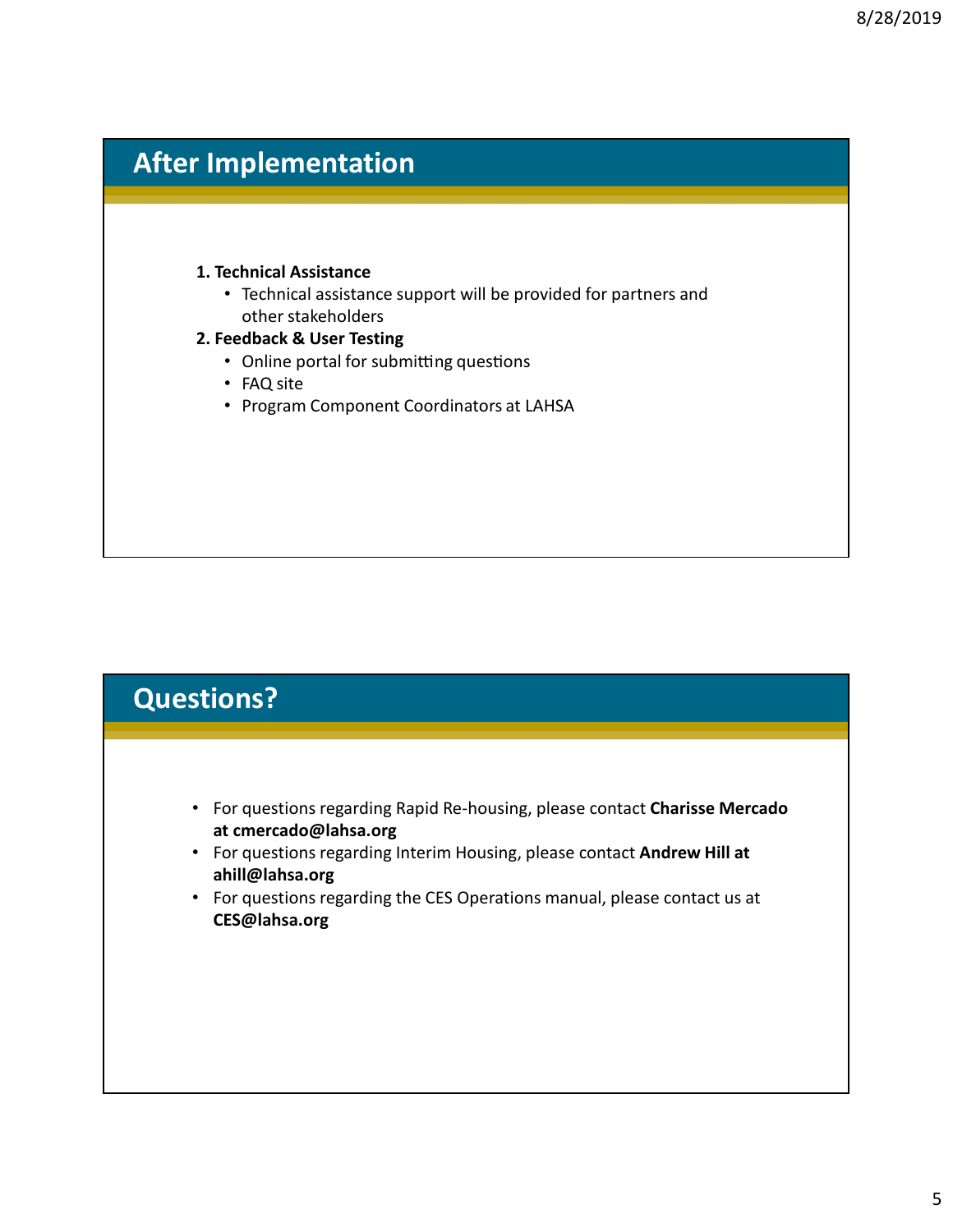## After Implementation

**1. Technical Assistance**

- Technical assistance support will be provided for partners and other stakeholders

**2. Feedback & User Testing**

- Online portal for submitting questions
- FAQ site
- Program Component Coordinators at LAHSA

## Questions?

- For questions regarding Rapid Re-housing, please contact **Charisse Mercado at cmercado@lahsa.org**
- For questions regarding Interim Housing, please contact **Andrew Hill at ahill@lahsa.org**
- For questions regarding the CES Operations manual, please contact us at **CES@lahsa.org**